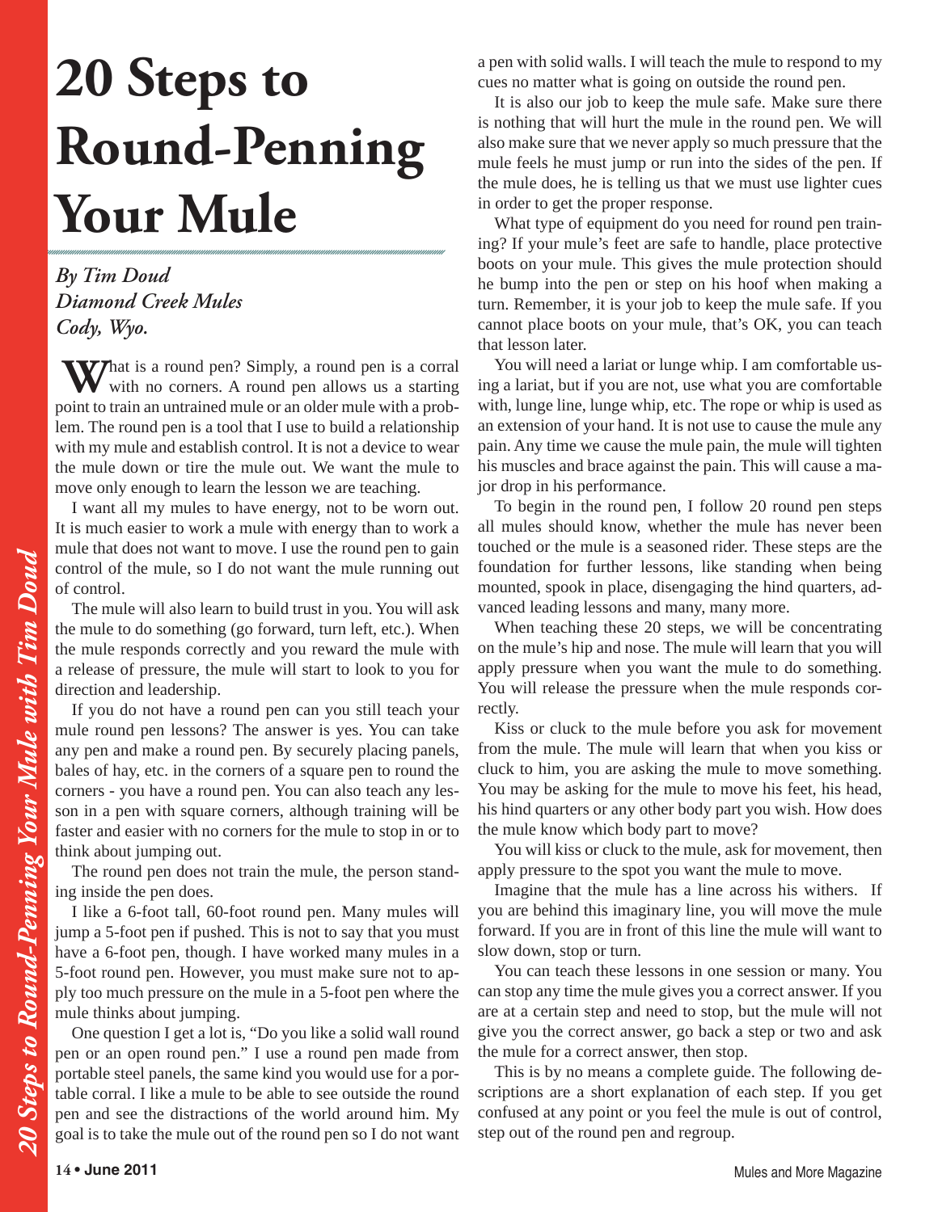# 20 Steps to Round-Penning Your Mule

*By Tim Doud*
*Diamond Creek Mules*
*Cody, Wyo.*

What is a round pen? Simply, a round pen is a corral with no corners. A round pen allows us a starting point to train an untrained mule or an older mule with a problem. The round pen is a tool that I use to build a relationship with my mule and establish control. It is not a device to wear the mule down or tire the mule out. We want the mule to move only enough to learn the lesson we are teaching.

I want all my mules to have energy, not to be worn out. It is much easier to work a mule with energy than to work a mule that does not want to move. I use the round pen to gain control of the mule, so I do not want the mule running out of control.

The mule will also learn to build trust in you. You will ask the mule to do something (go forward, turn left, etc.). When the mule responds correctly and you reward the mule with a release of pressure, the mule will start to look to you for direction and leadership.

If you do not have a round pen can you still teach your mule round pen lessons? The answer is yes. You can take any pen and make a round pen. By securely placing panels, bales of hay, etc. in the corners of a square pen to round the corners - you have a round pen. You can also teach any lesson in a pen with square corners, although training will be faster and easier with no corners for the mule to stop in or to think about jumping out.

The round pen does not train the mule, the person standing inside the pen does.

I like a 6-foot tall, 60-foot round pen. Many mules will jump a 5-foot pen if pushed. This is not to say that you must have a 6-foot pen, though. I have worked many mules in a 5-foot round pen. However, you must make sure not to apply too much pressure on the mule in a 5-foot pen where the mule thinks about jumping.

One question I get a lot is, "Do you like a solid wall round pen or an open round pen." I use a round pen made from portable steel panels, the same kind you would use for a portable corral. I like a mule to be able to see outside the round pen and see the distractions of the world around him. My goal is to take the mule out of the round pen so I do not want a pen with solid walls. I will teach the mule to respond to my cues no matter what is going on outside the round pen.

It is also our job to keep the mule safe. Make sure there is nothing that will hurt the mule in the round pen. We will also make sure that we never apply so much pressure that the mule feels he must jump or run into the sides of the pen. If the mule does, he is telling us that we must use lighter cues in order to get the proper response.

What type of equipment do you need for round pen training? If your mule's feet are safe to handle, place protective boots on your mule. This gives the mule protection should he bump into the pen or step on his hoof when making a turn. Remember, it is your job to keep the mule safe. If you cannot place boots on your mule, that's OK, you can teach that lesson later.

You will need a lariat or lunge whip. I am comfortable using a lariat, but if you are not, use what you are comfortable with, lunge line, lunge whip, etc. The rope or whip is used as an extension of your hand. It is not use to cause the mule any pain. Any time we cause the mule pain, the mule will tighten his muscles and brace against the pain. This will cause a major drop in his performance.

To begin in the round pen, I follow 20 round pen steps all mules should know, whether the mule has never been touched or the mule is a seasoned rider. These steps are the foundation for further lessons, like standing when being mounted, spook in place, disengaging the hind quarters, advanced leading lessons and many, many more.

When teaching these 20 steps, we will be concentrating on the mule's hip and nose. The mule will learn that you will apply pressure when you want the mule to do something. You will release the pressure when the mule responds correctly.

Kiss or cluck to the mule before you ask for movement from the mule. The mule will learn that when you kiss or cluck to him, you are asking the mule to move something. You may be asking for the mule to move his feet, his head, his hind quarters or any other body part you wish. How does the mule know which body part to move?

You will kiss or cluck to the mule, ask for movement, then apply pressure to the spot you want the mule to move.

Imagine that the mule has a line across his withers. If you are behind this imaginary line, you will move the mule forward. If you are in front of this line the mule will want to slow down, stop or turn.

You can teach these lessons in one session or many. You can stop any time the mule gives you a correct answer. If you are at a certain step and need to stop, but the mule will not give you the correct answer, go back a step or two and ask the mule for a correct answer, then stop.

This is by no means a complete guide. The following descriptions are a short explanation of each step. If you get confused at any point or you feel the mule is out of control, step out of the round pen and regroup.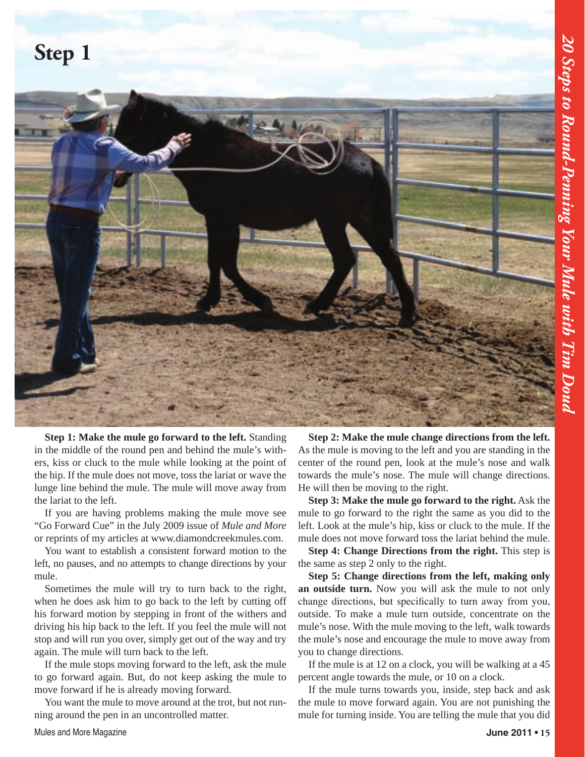## Step 1

**Step 1: Make the mule go forward to the left.** Standing in the middle of the round pen and behind the mule's withers, kiss or cluck to the mule while looking at the point of the hip. If the mule does not move, toss the lariat or wave the lunge line behind the mule. The mule will move away from the lariat to the left.

If you are having problems making the mule move see "Go Forward Cue" in the July 2009 issue of *Mule and More* or reprints of my articles at www.diamondcreekmules.com.

You want to establish a consistent forward motion to the left, no pauses, and no attempts to change directions by your mule.

Sometimes the mule will try to turn back to the right, when he does ask him to go back to the left by cutting off his forward motion by stepping in front of the withers and driving his hip back to the left. If you feel the mule will not stop and will run you over, simply get out of the way and try again. The mule will turn back to the left.

If the mule stops moving forward to the left, ask the mule to go forward again. But, do not keep asking the mule to move forward if he is already moving forward.

You want the mule to move around at the trot, but not running around the pen in an uncontrolled matter.

**Step 2: Make the mule change directions from the left.** As the mule is moving to the left and you are standing in the center of the round pen, look at the mule's nose and walk towards the mule's nose. The mule will change directions. He will then be moving to the right.

**Step 3: Make the mule go forward to the right.** Ask the mule to go forward to the right the same as you did to the left. Look at the mule's hip, kiss or cluck to the mule. If the mule does not move forward toss the lariat behind the mule.

**Step 4: Change Directions from the right.** This step is the same as step 2 only to the right.

**Step 5: Change directions from the left, making only an outside turn.** Now you will ask the mule to not only change directions, but specifically to turn away from you, outside. To make a mule turn outside, concentrate on the mule's nose. With the mule moving to the left, walk towards the mule's nose and encourage the mule to move away from you to change directions.

If the mule is at 12 on a clock, you will be walking at a 45 percent angle towards the mule, or 10 on a clock.

If the mule turns towards you, inside, step back and ask the mule to move forward again. You are not punishing the mule for turning inside. You are telling the mule that you did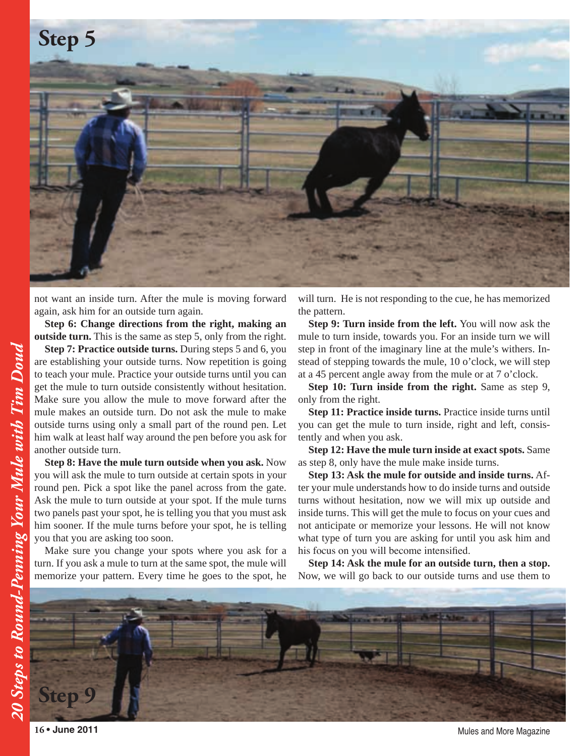not want an inside turn. After the mule is moving forward again, ask him for an outside turn again.

**Step 6: Change directions from the right, making an outside turn.** This is the same as step 5, only from the right.

**Step 7: Practice outside turns.** During steps 5 and 6, you are establishing your outside turns. Now repetition is going to teach your mule. Practice your outside turns until you can get the mule to turn outside consistently without hesitation. Make sure you allow the mule to move forward after the mule makes an outside turn. Do not ask the mule to make outside turns using only a small part of the round pen. Let him walk at least half way around the pen before you ask for another outside turn.

**Step 8: Have the mule turn outside when you ask.** Now you will ask the mule to turn outside at certain spots in your round pen. Pick a spot like the panel across from the gate. Ask the mule to turn outside at your spot. If the mule turns two panels past your spot, he is telling you that you must ask him sooner. If the mule turns before your spot, he is telling you that you are asking too soon.

Make sure you change your spots where you ask for a turn. If you ask a mule to turn at the same spot, the mule will memorize your pattern. Every time he goes to the spot, he will turn. He is not responding to the cue, he has memorized the pattern.

**Step 9: Turn inside from the left.** You will now ask the mule to turn inside, towards you. For an inside turn we will step in front of the imaginary line at the mule's withers. Instead of stepping towards the mule, 10 o'clock, we will step at a 45 percent angle away from the mule or at 7 o'clock.

**Step 10: Turn inside from the right.** Same as step 9, only from the right.

**Step 11: Practice inside turns.** Practice inside turns until you can get the mule to turn inside, right and left, consistently and when you ask.

**Step 12: Have the mule turn inside at exact spots.** Same as step 8, only have the mule make inside turns.

**Step 13: Ask the mule for outside and inside turns.** After your mule understands how to do inside turns and outside turns without hesitation, now we will mix up outside and inside turns. This will get the mule to focus on your cues and not anticipate or memorize your lessons. He will not know what type of turn you are asking for until you ask him and his focus on you will become intensified.

**Step 14: Ask the mule for an outside turn, then a stop.** Now, we will go back to our outside turns and use them to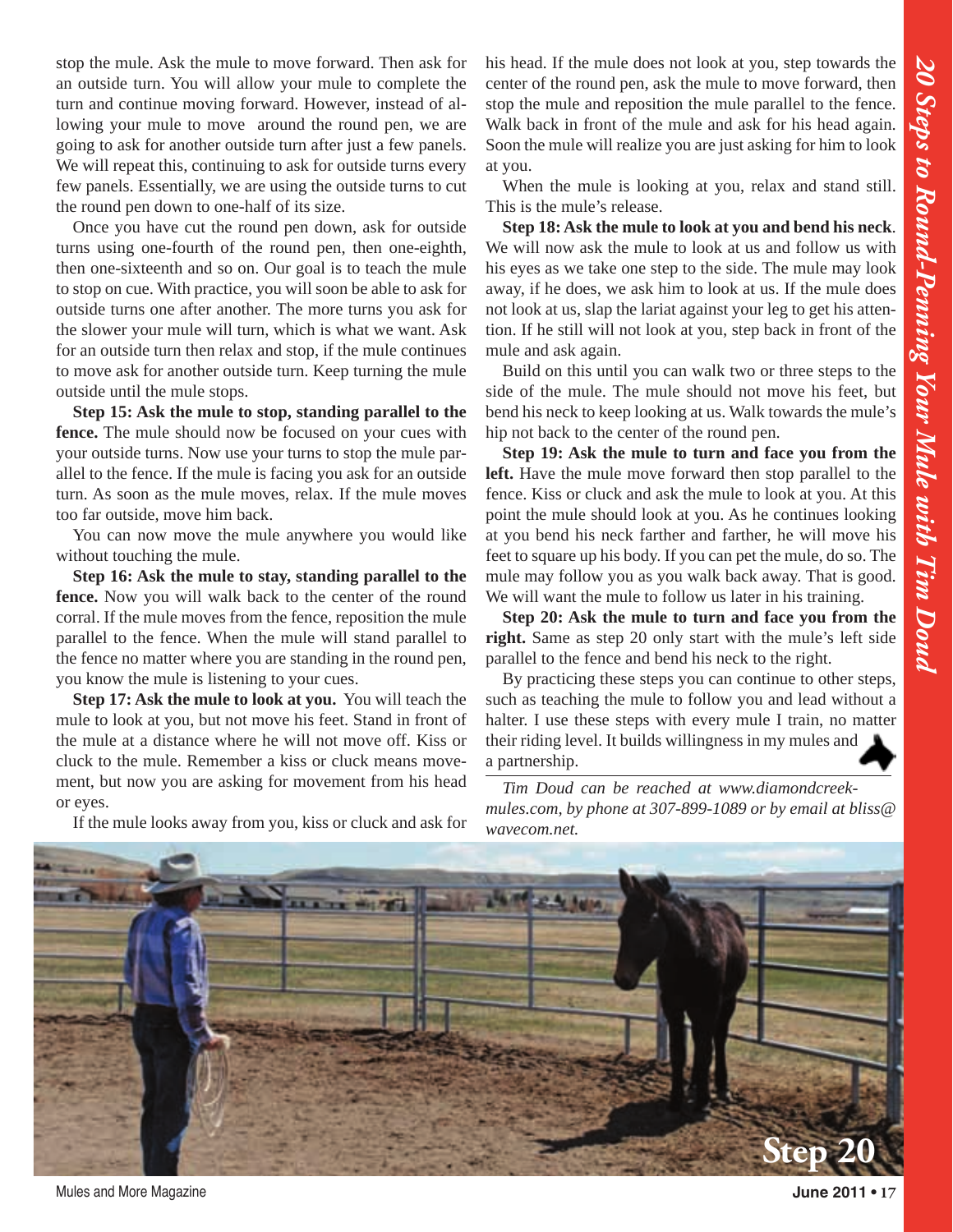stop the mule. Ask the mule to move forward. Then ask for an outside turn. You will allow your mule to complete the turn and continue moving forward. However, instead of allowing your mule to move around the round pen, we are going to ask for another outside turn after just a few panels. We will repeat this, continuing to ask for outside turns every few panels. Essentially, we are using the outside turns to cut the round pen down to one-half of its size.

Once you have cut the round pen down, ask for outside turns using one-fourth of the round pen, then one-eighth, then one-sixteenth and so on. Our goal is to teach the mule to stop on cue. With practice, you will soon be able to ask for outside turns one after another. The more turns you ask for the slower your mule will turn, which is what we want. Ask for an outside turn then relax and stop, if the mule continues to move ask for another outside turn. Keep turning the mule outside until the mule stops.

**Step 15: Ask the mule to stop, standing parallel to the fence.** The mule should now be focused on your cues with your outside turns. Now use your turns to stop the mule parallel to the fence. If the mule is facing you ask for an outside turn. As soon as the mule moves, relax. If the mule moves too far outside, move him back.

You can now move the mule anywhere you would like without touching the mule.

**Step 16: Ask the mule to stay, standing parallel to the fence.** Now you will walk back to the center of the round corral. If the mule moves from the fence, reposition the mule parallel to the fence. When the mule will stand parallel to the fence no matter where you are standing in the round pen, you know the mule is listening to your cues.

**Step 17: Ask the mule to look at you.** You will teach the mule to look at you, but not move his feet. Stand in front of the mule at a distance where he will not move off. Kiss or cluck to the mule. Remember a kiss or cluck means movement, but now you are asking for movement from his head or eyes.

If the mule looks away from you, kiss or cluck and ask for his head. If the mule does not look at you, step towards the center of the round pen, ask the mule to move forward, then stop the mule and reposition the mule parallel to the fence. Walk back in front of the mule and ask for his head again. Soon the mule will realize you are just asking for him to look at you.

When the mule is looking at you, relax and stand still. This is the mule's release.

**Step 18: Ask the mule to look at you and bend his neck**. We will now ask the mule to look at us and follow us with his eyes as we take one step to the side. The mule may look away, if he does, we ask him to look at us. If the mule does not look at us, slap the lariat against your leg to get his attention. If he still will not look at you, step back in front of the mule and ask again.

Build on this until you can walk two or three steps to the side of the mule. The mule should not move his feet, but bend his neck to keep looking at us. Walk towards the mule's hip not back to the center of the round pen.

**Step 19: Ask the mule to turn and face you from the left.** Have the mule move forward then stop parallel to the fence. Kiss or cluck and ask the mule to look at you. At this point the mule should look at you. As he continues looking at you bend his neck farther and farther, he will move his feet to square up his body. If you can pet the mule, do so. The mule may follow you as you walk back away. That is good. We will want the mule to follow us later in his training.

**Step 20: Ask the mule to turn and face you from the right.** Same as step 20 only start with the mule's left side parallel to the fence and bend his neck to the right.

By practicing these steps you can continue to other steps, such as teaching the mule to follow you and lead without a halter. I use these steps with every mule I train, no matter their riding level. It builds willingness in my mules and a partnership.

*Tim Doud can be reached at www.diamondcreekmules.com, by phone at 307-899-1089 or by email at bliss@wavecom.net.*

Step 20